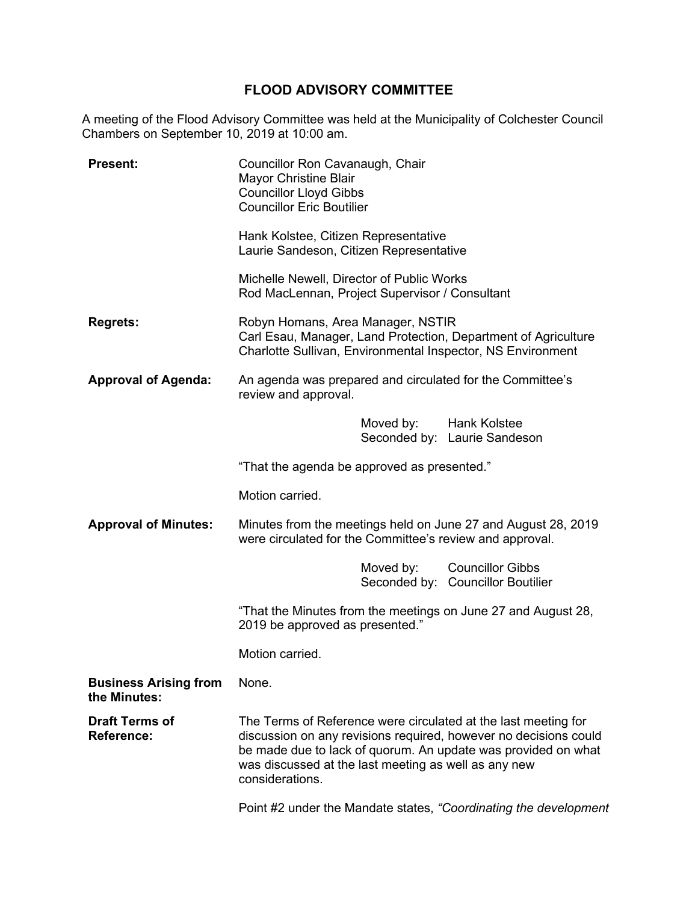# FLOOD ADVISORY COMMITTEE

A meeting of the Flood Advisory Committee was held at the Municipality of Colchester Council Chambers on September 10, 2019 at 10:00 am.

**Present:**

Councillor Ron Cavanaugh, Chair
Mayor Christine Blair
Councillor Lloyd Gibbs
Councillor Eric Boutilier

Hank Kolstee, Citizen Representative
Laurie Sandeson, Citizen Representative

Michelle Newell, Director of Public Works
Rod MacLennan, Project Supervisor / Consultant

**Regrets:**

Robyn Homans, Area Manager, NSTIR
Carl Esau, Manager, Land Protection, Department of Agriculture
Charlotte Sullivan, Environmental Inspector, NS Environment

**Approval of Agenda:**

An agenda was prepared and circulated for the Committee's review and approval.

Moved by: Hank Kolstee
Seconded by: Laurie Sandeson

"That the agenda be approved as presented."

Motion carried.

**Approval of Minutes:**

Minutes from the meetings held on June 27 and August 28, 2019 were circulated for the Committee's review and approval.

Moved by: Councillor Gibbs
Seconded by: Councillor Boutilier

"That the Minutes from the meetings on June 27 and August 28, 2019 be approved as presented."

Motion carried.

**Business Arising from the Minutes:**

None.

**Draft Terms of Reference:**

The Terms of Reference were circulated at the last meeting for discussion on any revisions required, however no decisions could be made due to lack of quorum. An update was provided on what was discussed at the last meeting as well as any new considerations.

Point #2 under the Mandate states, *"Coordinating the development*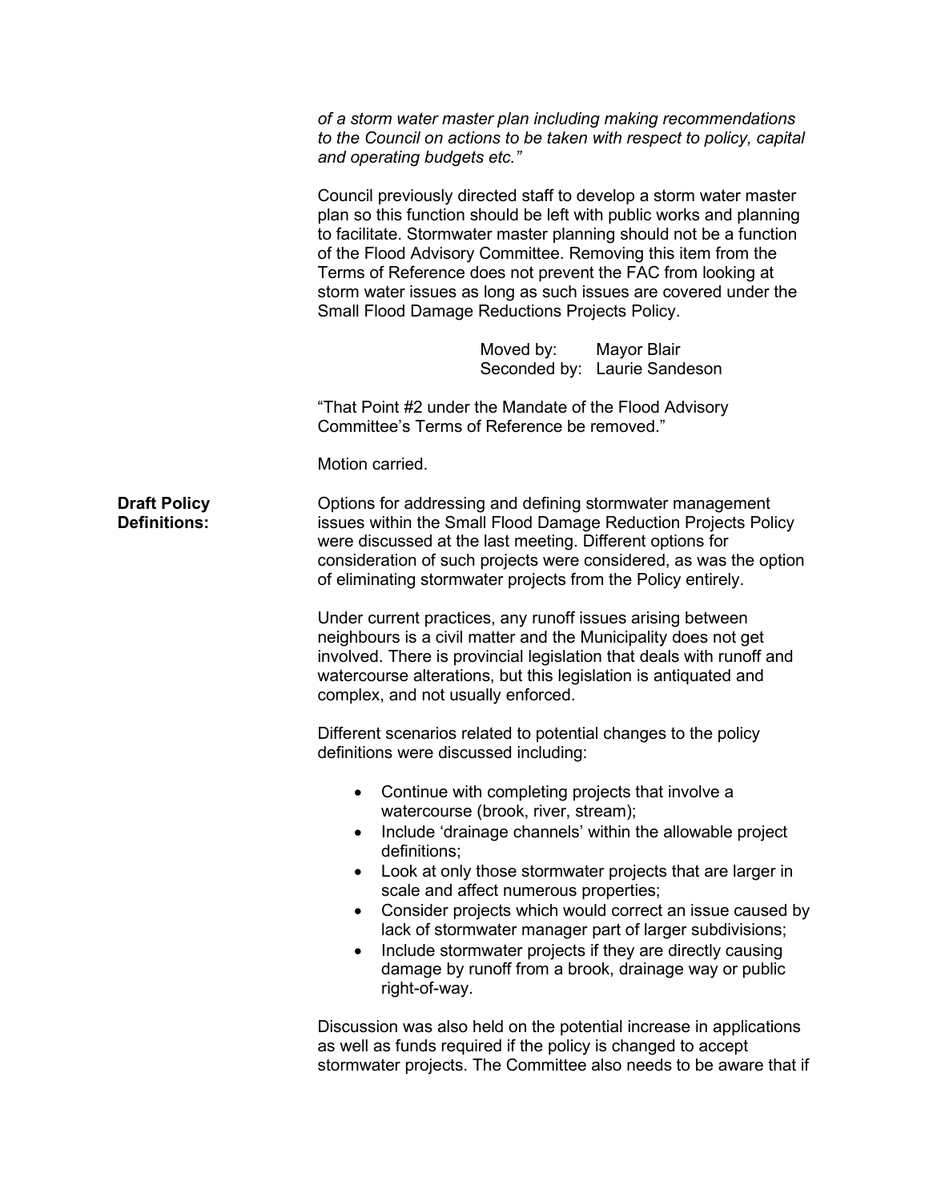*of a storm water master plan including making recommendations to the Council on actions to be taken with respect to policy, capital and operating budgets etc."*

Council previously directed staff to develop a storm water master plan so this function should be left with public works and planning to facilitate. Stormwater master planning should not be a function of the Flood Advisory Committee. Removing this item from the Terms of Reference does not prevent the FAC from looking at storm water issues as long as such issues are covered under the Small Flood Damage Reductions Projects Policy.

Moved by: Mayor Blair
Seconded by: Laurie Sandeson

"That Point #2 under the Mandate of the Flood Advisory Committee's Terms of Reference be removed."

Motion carried.

**Draft Policy Definitions:**

Options for addressing and defining stormwater management issues within the Small Flood Damage Reduction Projects Policy were discussed at the last meeting. Different options for consideration of such projects were considered, as was the option of eliminating stormwater projects from the Policy entirely.

Under current practices, any runoff issues arising between neighbours is a civil matter and the Municipality does not get involved. There is provincial legislation that deals with runoff and watercourse alterations, but this legislation is antiquated and complex, and not usually enforced.

Different scenarios related to potential changes to the policy definitions were discussed including:

- Continue with completing projects that involve a watercourse (brook, river, stream);
- Include 'drainage channels' within the allowable project definitions;
- Look at only those stormwater projects that are larger in scale and affect numerous properties;
- Consider projects which would correct an issue caused by lack of stormwater manager part of larger subdivisions;
- Include stormwater projects if they are directly causing damage by runoff from a brook, drainage way or public right-of-way.

Discussion was also held on the potential increase in applications as well as funds required if the policy is changed to accept stormwater projects. The Committee also needs to be aware that if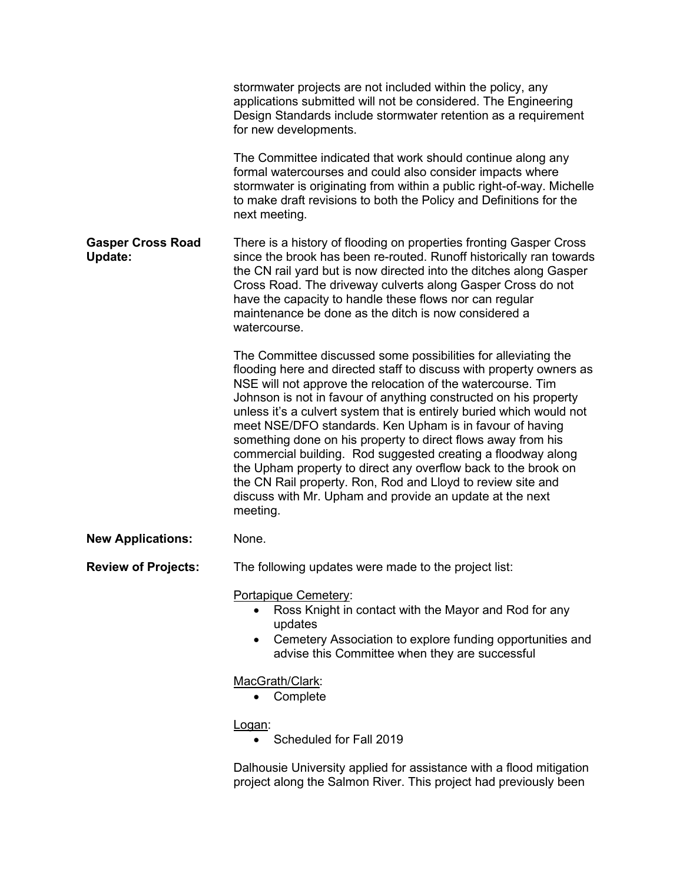stormwater projects are not included within the policy, any applications submitted will not be considered. The Engineering Design Standards include stormwater retention as a requirement for new developments.

The Committee indicated that work should continue along any formal watercourses and could also consider impacts where stormwater is originating from within a public right-of-way. Michelle to make draft revisions to both the Policy and Definitions for the next meeting.

**Gasper Cross Road Update:** There is a history of flooding on properties fronting Gasper Cross since the brook has been re-routed. Runoff historically ran towards the CN rail yard but is now directed into the ditches along Gasper Cross Road. The driveway culverts along Gasper Cross do not have the capacity to handle these flows nor can regular maintenance be done as the ditch is now considered a watercourse.

The Committee discussed some possibilities for alleviating the flooding here and directed staff to discuss with property owners as NSE will not approve the relocation of the watercourse. Tim Johnson is not in favour of anything constructed on his property unless it's a culvert system that is entirely buried which would not meet NSE/DFO standards. Ken Upham is in favour of having something done on his property to direct flows away from his commercial building. Rod suggested creating a floodway along the Upham property to direct any overflow back to the brook on the CN Rail property. Ron, Rod and Lloyd to review site and discuss with Mr. Upham and provide an update at the next meeting.

**New Applications:** None.

**Review of Projects:** The following updates were made to the project list:

Portapique Cemetery:

- Ross Knight in contact with the Mayor and Rod for any updates
- Cemetery Association to explore funding opportunities and advise this Committee when they are successful

MacGrath/Clark:

- Complete

Logan:

- Scheduled for Fall 2019

Dalhousie University applied for assistance with a flood mitigation project along the Salmon River. This project had previously been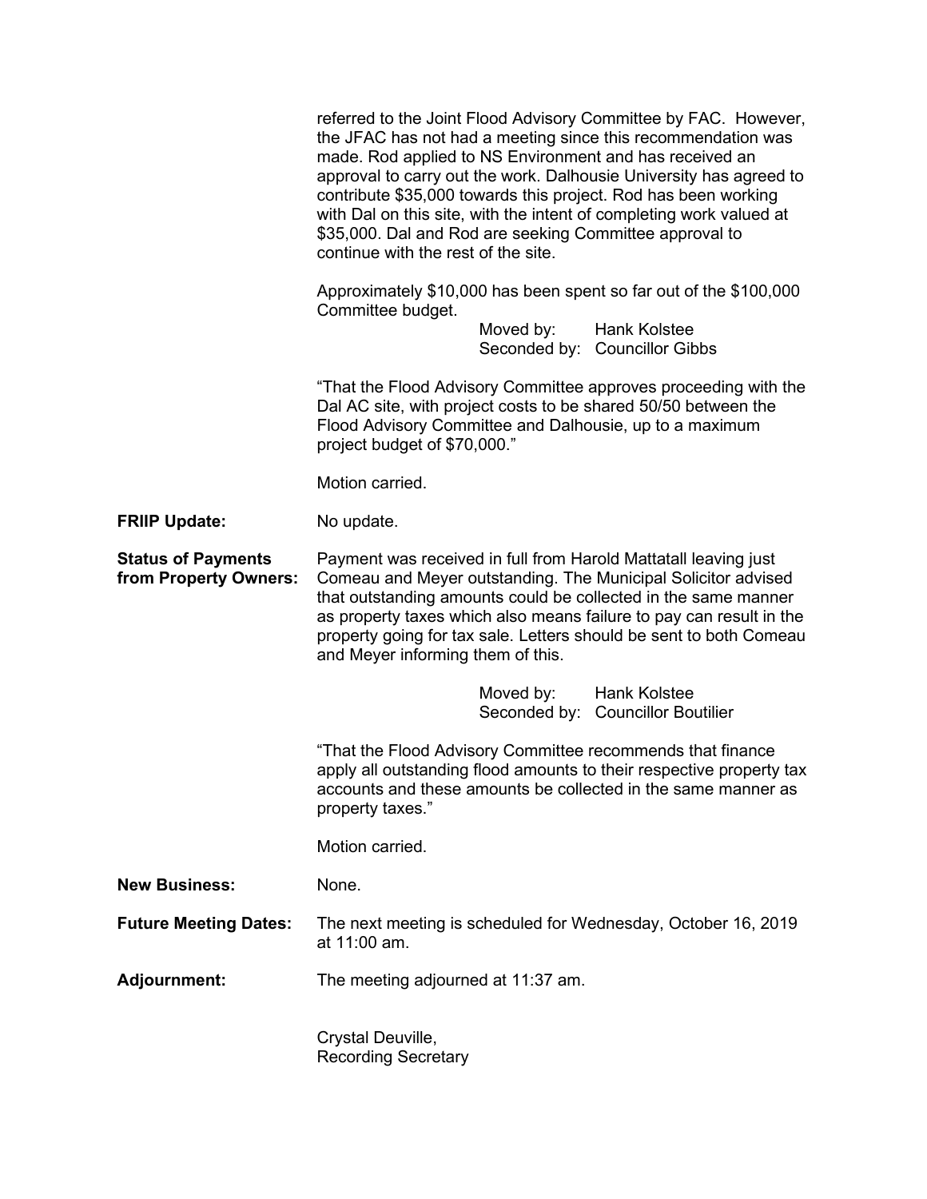referred to the Joint Flood Advisory Committee by FAC. However, the JFAC has not had a meeting since this recommendation was made. Rod applied to NS Environment and has received an approval to carry out the work. Dalhousie University has agreed to contribute $35,000 towards this project. Rod has been working with Dal on this site, with the intent of completing work valued at $35,000. Dal and Rod are seeking Committee approval to continue with the rest of the site.

Approximately $10,000 has been spent so far out of the $100,000 Committee budget.

Moved by: Hank Kolstee
Seconded by: Councillor Gibbs

"That the Flood Advisory Committee approves proceeding with the Dal AC site, with project costs to be shared 50/50 between the Flood Advisory Committee and Dalhousie, up to a maximum project budget of $70,000."

Motion carried.

**FRIIP Update:** No update.

**Status of Payments from Property Owners:** Payment was received in full from Harold Mattatall leaving just Comeau and Meyer outstanding. The Municipal Solicitor advised that outstanding amounts could be collected in the same manner as property taxes which also means failure to pay can result in the property going for tax sale. Letters should be sent to both Comeau and Meyer informing them of this.

Moved by: Hank Kolstee
Seconded by: Councillor Boutilier

"That the Flood Advisory Committee recommends that finance apply all outstanding flood amounts to their respective property tax accounts and these amounts be collected in the same manner as property taxes."

Motion carried.

**New Business:** None.

**Future Meeting Dates:** The next meeting is scheduled for Wednesday, October 16, 2019 at 11:00 am.

**Adjournment:** The meeting adjourned at 11:37 am.

Crystal Deuville,
Recording Secretary